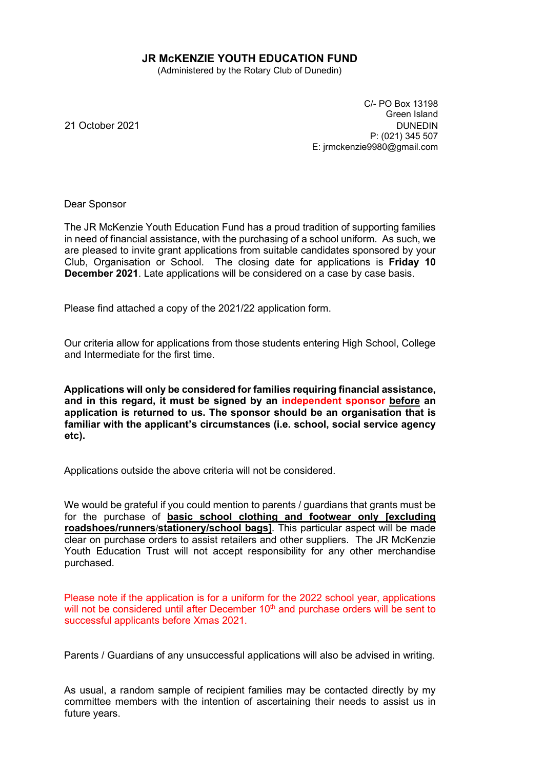# JR McKENZIE YOUTH EDUCATION FUND

(Administered by the Rotary Club of Dunedin)

C/- PO Box 13198
Green Island
DUNEDIN
P: (021) 345 507
E: jrmckenzie9980@gmail.com

21 October 2021

Dear Sponsor

The JR McKenzie Youth Education Fund has a proud tradition of supporting families in need of financial assistance, with the purchasing of a school uniform. As such, we are pleased to invite grant applications from suitable candidates sponsored by your Club, Organisation or School. The closing date for applications is **Friday 10 December 2021**. Late applications will be considered on a case by case basis.

Please find attached a copy of the 2021/22 application form.

Our criteria allow for applications from those students entering High School, College and Intermediate for the first time.

**Applications will only be considered for families requiring financial assistance, and in this regard, it must be signed by an independent sponsor before an application is returned to us. The sponsor should be an organisation that is familiar with the applicant's circumstances (i.e. school, social service agency etc).**

Applications outside the above criteria will not be considered.

We would be grateful if you could mention to parents / guardians that grants must be for the purchase of **basic school clothing and footwear only [excluding roadshoes/runners/stationery/school bags]**. This particular aspect will be made clear on purchase orders to assist retailers and other suppliers. The JR McKenzie Youth Education Trust will not accept responsibility for any other merchandise purchased.

Please note if the application is for a uniform for the 2022 school year, applications will not be considered until after December 10th and purchase orders will be sent to successful applicants before Xmas 2021.

Parents / Guardians of any unsuccessful applications will also be advised in writing.

As usual, a random sample of recipient families may be contacted directly by my committee members with the intention of ascertaining their needs to assist us in future years.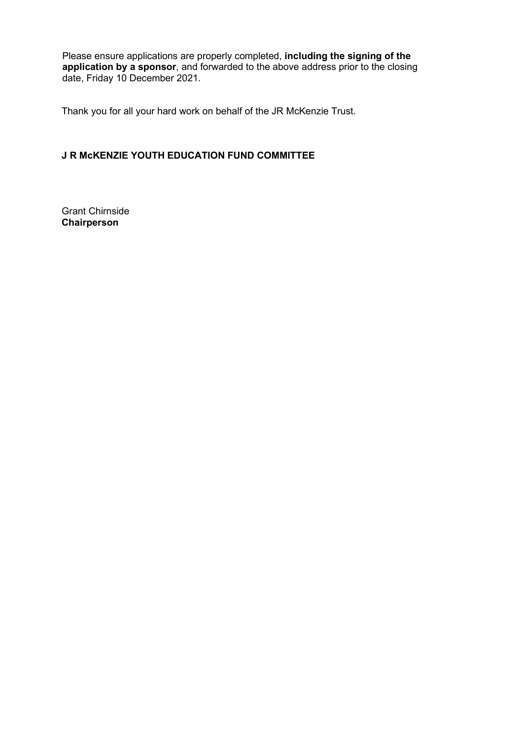Please ensure applications are properly completed, **including the signing of the application by a sponsor**, and forwarded to the above address prior to the closing date, Friday 10 December 2021.

Thank you for all your hard work on behalf of the JR McKenzie Trust.

**J R McKENZIE YOUTH EDUCATION FUND COMMITTEE**

Grant Chirnside
**Chairperson**